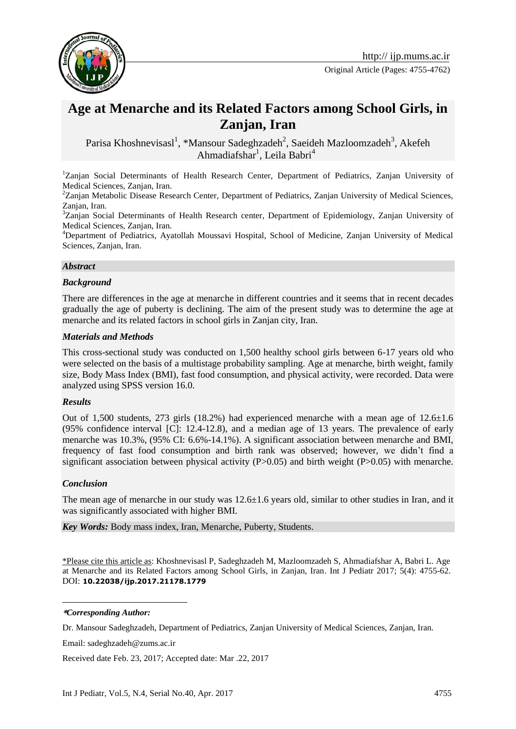Original Article (Pages: 4755-4762)

# Age at Menarche and its Related Factors among School Girls, in Zanjan, Iran

Parisa Khoshnevisasl[1], *Mansour Sadeghzadeh[2], Saeideh Mazloomzadeh[3], Akefeh Ahmadiafshar[1], Leila Babri[4]

[1]Zanjan Social Determinants of Health Research Center, Department of Pediatrics, Zanjan University of Medical Sciences, Zanjan, Iran.

[2]Zanjan Metabolic Disease Research Center, Department of Pediatrics, Zanjan University of Medical Sciences, Zanjan, Iran.

[3]Zanjan Social Determinants of Health Research center, Department of Epidemiology, Zanjan University of Medical Sciences, Zanjan, Iran.

[4]Department of Pediatrics, Ayatollah Moussavi Hospital, School of Medicine, Zanjan University of Medical Sciences, Zanjan, Iran.

### *Abstract*

#### *Background*

There are differences in the age at menarche in different countries and it seems that in recent decades gradually the age of puberty is declining. The aim of the present study was to determine the age at menarche and its related factors in school girls in Zanjan city, Iran.

#### *Materials and Methods*

This cross-sectional study was conducted on 1,500 healthy school girls between 6-17 years old who were selected on the basis of a multistage probability sampling. Age at menarche, birth weight, family size, Body Mass Index (BMI), fast food consumption, and physical activity, were recorded. Data were analyzed using SPSS version 16.0.

#### *Results*

Out of 1,500 students, 273 girls (18.2%) had experienced menarche with a mean age of 12.6±1.6 (95% confidence interval [C]: 12.4-12.8), and a median age of 13 years. The prevalence of early menarche was 10.3%, (95% CI: 6.6%-14.1%). A significant association between menarche and BMI, frequency of fast food consumption and birth rank was observed; however, we didn't find a significant association between physical activity (P>0.05) and birth weight (P>0.05) with menarche.

#### *Conclusion*

The mean age of menarche in our study was 12.6±1.6 years old, similar to other studies in Iran, and it was significantly associated with higher BMI.

***Key Words:*** Body mass index, Iran, Menarche, Puberty, Students.

\*Please cite this article as: Khoshnevisasl P, Sadeghzadeh M, Mazloomzadeh S, Ahmadiafshar A, Babri L. Age at Menarche and its Related Factors among School Girls, in Zanjan, Iran. Int J Pediatr 2017; 5(4): 4755-62. DOI: **10.22038/ijp.2017.21178.1779**

***Corresponding Author:***

Dr. Mansour Sadeghzadeh, Department of Pediatrics, Zanjan University of Medical Sciences, Zanjan, Iran.

Email: sadeghzadeh@zums.ac.ir

Received date Feb. 23, 2017; Accepted date: Mar .22, 2017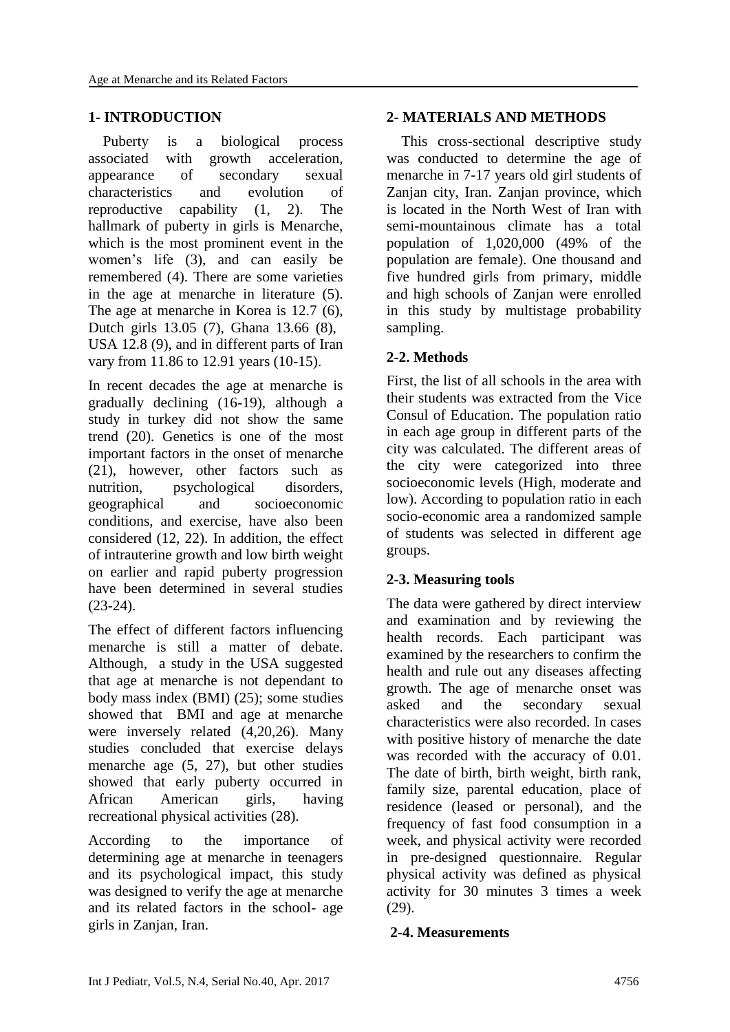## 1- INTRODUCTION

Puberty is a biological process associated with growth acceleration, appearance of secondary sexual characteristics and evolution of reproductive capability (1, 2). The hallmark of puberty in girls is Menarche, which is the most prominent event in the women's life (3), and can easily be remembered (4). There are some varieties in the age at menarche in literature (5). The age at menarche in Korea is 12.7 (6), Dutch girls 13.05 (7), Ghana 13.66 (8), USA 12.8 (9), and in different parts of Iran vary from 11.86 to 12.91 years (10-15).

In recent decades the age at menarche is gradually declining (16-19), although a study in turkey did not show the same trend (20). Genetics is one of the most important factors in the onset of menarche (21), however, other factors such as nutrition, psychological disorders, geographical and socioeconomic conditions, and exercise, have also been considered (12, 22). In addition, the effect of intrauterine growth and low birth weight on earlier and rapid puberty progression have been determined in several studies (23-24).

The effect of different factors influencing menarche is still a matter of debate. Although, a study in the USA suggested that age at menarche is not dependant to body mass index (BMI) (25); some studies showed that BMI and age at menarche were inversely related (4,20,26). Many studies concluded that exercise delays menarche age (5, 27), but other studies showed that early puberty occurred in African American girls, having recreational physical activities (28).

According to the importance of determining age at menarche in teenagers and its psychological impact, this study was designed to verify the age at menarche and its related factors in the school- age girls in Zanjan, Iran.

## 2- MATERIALS AND METHODS

This cross-sectional descriptive study was conducted to determine the age of menarche in 7-17 years old girl students of Zanjan city, Iran. Zanjan province, which is located in the North West of Iran with semi-mountainous climate has a total population of 1,020,000 (49% of the population are female). One thousand and five hundred girls from primary, middle and high schools of Zanjan were enrolled in this study by multistage probability sampling.

### 2-2. Methods

First, the list of all schools in the area with their students was extracted from the Vice Consul of Education. The population ratio in each age group in different parts of the city was calculated. The different areas of the city were categorized into three socioeconomic levels (High, moderate and low). According to population ratio in each socio-economic area a randomized sample of students was selected in different age groups.

### 2-3. Measuring tools

The data were gathered by direct interview and examination and by reviewing the health records. Each participant was examined by the researchers to confirm the health and rule out any diseases affecting growth. The age of menarche onset was asked and the secondary sexual characteristics were also recorded. In cases with positive history of menarche the date was recorded with the accuracy of 0.01. The date of birth, birth weight, birth rank, family size, parental education, place of residence (leased or personal), and the frequency of fast food consumption in a week, and physical activity were recorded in pre-designed questionnaire. Regular physical activity was defined as physical activity for 30 minutes 3 times a week (29).

### 2-4. Measurements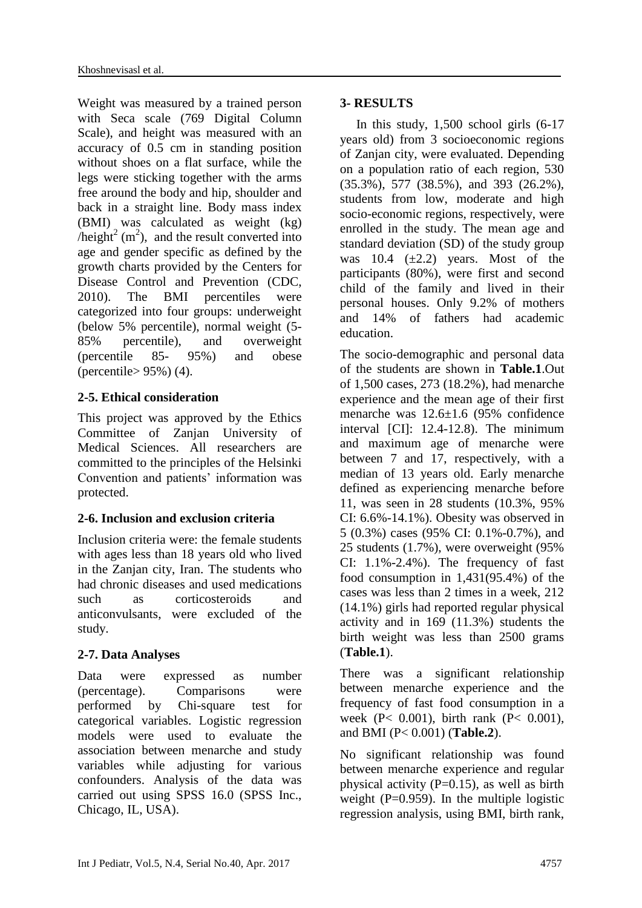Weight was measured by a trained person with Seca scale (769 Digital Column Scale), and height was measured with an accuracy of 0.5 cm in standing position without shoes on a flat surface, while the legs were sticking together with the arms free around the body and hip, shoulder and back in a straight line. Body mass index (BMI) was calculated as weight (kg) /height$^2$ (m$^2$), and the result converted into age and gender specific as defined by the growth charts provided by the Centers for Disease Control and Prevention (CDC, 2010). The BMI percentiles were categorized into four groups: underweight (below 5% percentile), normal weight (5-85% percentile), and overweight (percentile 85- 95%) and obese (percentile> 95%) (4).

## 2-5. Ethical consideration

This project was approved by the Ethics Committee of Zanjan University of Medical Sciences. All researchers are committed to the principles of the Helsinki Convention and patients' information was protected.

## 2-6. Inclusion and exclusion criteria

Inclusion criteria were: the female students with ages less than 18 years old who lived in the Zanjan city, Iran. The students who had chronic diseases and used medications such as corticosteroids and anticonvulsants, were excluded of the study.

## 2-7. Data Analyses

Data were expressed as number (percentage). Comparisons were performed by Chi-square test for categorical variables. Logistic regression models were used to evaluate the association between menarche and study variables while adjusting for various confounders. Analysis of the data was carried out using SPSS 16.0 (SPSS Inc., Chicago, IL, USA).

# 3- RESULTS

In this study, 1,500 school girls (6-17 years old) from 3 socioeconomic regions of Zanjan city, were evaluated. Depending on a population ratio of each region, 530 (35.3%), 577 (38.5%), and 393 (26.2%), students from low, moderate and high socio-economic regions, respectively, were enrolled in the study. The mean age and standard deviation (SD) of the study group was 10.4 (±2.2) years. Most of the participants (80%), were first and second child of the family and lived in their personal houses. Only 9.2% of mothers and 14% of fathers had academic education.

The socio-demographic and personal data of the students are shown in **Table.1**.Out of 1,500 cases, 273 (18.2%), had menarche experience and the mean age of their first menarche was 12.6±1.6 (95% confidence interval [CI]: 12.4-12.8). The minimum and maximum age of menarche were between 7 and 17, respectively, with a median of 13 years old. Early menarche defined as experiencing menarche before 11, was seen in 28 students (10.3%, 95% CI: 6.6%-14.1%). Obesity was observed in 5 (0.3%) cases (95% CI: 0.1%-0.7%), and 25 students (1.7%), were overweight (95% CI: 1.1%-2.4%). The frequency of fast food consumption in 1,431(95.4%) of the cases was less than 2 times in a week, 212 (14.1%) girls had reported regular physical activity and in 169 (11.3%) students the birth weight was less than 2500 grams (**Table.1**).

There was a significant relationship between menarche experience and the frequency of fast food consumption in a week ($P< 0.001$), birth rank ($P< 0.001$), and BMI ($P< 0.001$) (**Table.2**).

No significant relationship was found between menarche experience and regular physical activity ($P=0.15$), as well as birth weight ($P=0.959$). In the multiple logistic regression analysis, using BMI, birth rank,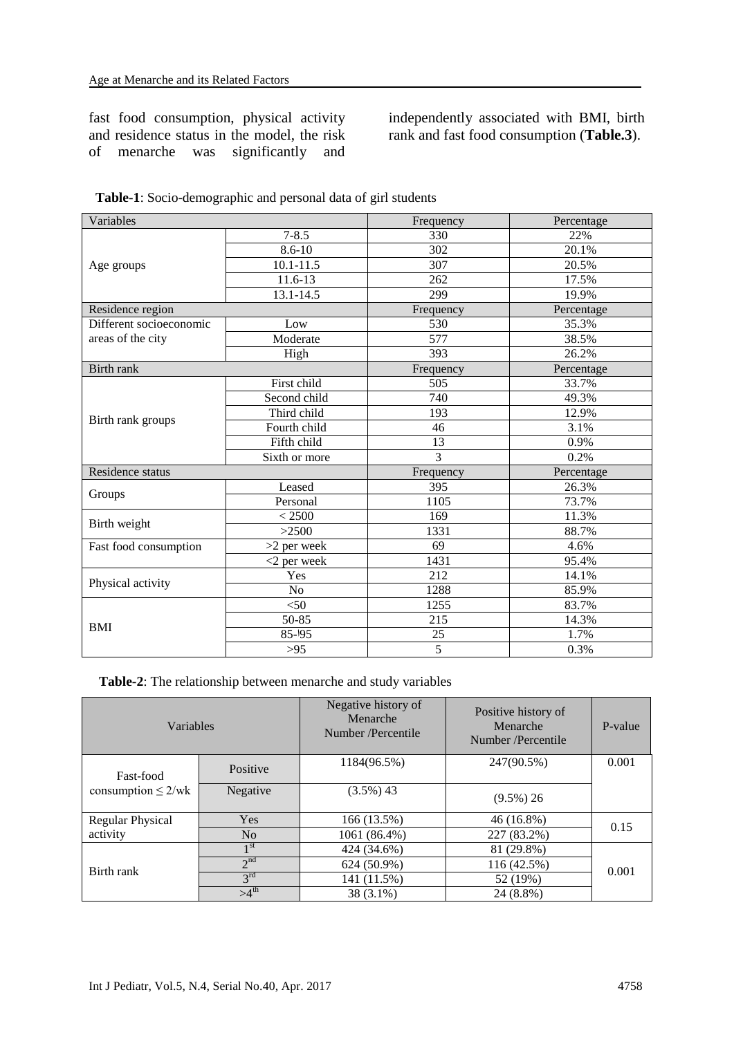fast food consumption, physical activity and residence status in the model, the risk of menarche was significantly and independently associated with BMI, birth rank and fast food consumption (**Table.3**).

**Table-1**: Socio-demographic and personal data of girl students

| Variables | | Frequency | Percentage |
|---|---|---|---|
| Age groups | 7-8.5 | 330 | 22% |
| | 8.6-10 | 302 | 20.1% |
| | 10.1-11.5 | 307 | 20.5% |
| | 11.6-13 | 262 | 17.5% |
| | 13.1-14.5 | 299 | 19.9% |
| Residence region | | Frequency | Percentage |
| Different socioeconomic areas of the city | Low | 530 | 35.3% |
| | Moderate | 577 | 38.5% |
| | High | 393 | 26.2% |
| Birth rank | | Frequency | Percentage |
| Birth rank groups | First child | 505 | 33.7% |
| | Second child | 740 | 49.3% |
| | Third child | 193 | 12.9% |
| | Fourth child | 46 | 3.1% |
| | Fifth child | 13 | 0.9% |
| | Sixth or more | 3 | 0.2% |
| Residence status | | Frequency | Percentage |
| Groups | Leased | 395 | 26.3% |
| | Personal | 1105 | 73.7% |
| Birth weight | < 2500 | 169 | 11.3% |
| | >2500 | 1331 | 88.7% |
| Fast food consumption | >2 per week | 69 | 4.6% |
| | <2 per week | 1431 | 95.4% |
| Physical activity | Yes | 212 | 14.1% |
| | No | 1288 | 85.9% |
| BMI | <50 | 1255 | 83.7% |
| | 50-85 | 215 | 14.3% |
| | 85-95 | 25 | 1.7% |
| | >95 | 5 | 0.3% |

**Table-2**: The relationship between menarche and study variables

| Variables | | Negative history of Menarche Number /Percentile | Positive history of Menarche Number /Percentile | P-value |
|---|---|---|---|---|
| Fast-food consumption ≤ 2/wk | Positive | 1184(96.5%) | 247(90.5%) | 0.001 |
| | Negative | (3.5%) 43 | (9.5%) 26 | |
| Regular Physical activity | Yes | 166 (13.5%) | 46 (16.8%) | 0.15 |
| | No | 1061 (86.4%) | 227 (83.2%) | |
| Birth rank | 1st | 424 (34.6%) | 81 (29.8%) | 0.001 |
| | 2nd | 624 (50.9%) | 116 (42.5%) | |
| | 3rd | 141 (11.5%) | 52 (19%) | |
| | >4th | 38 (3.1%) | 24 (8.8%) | |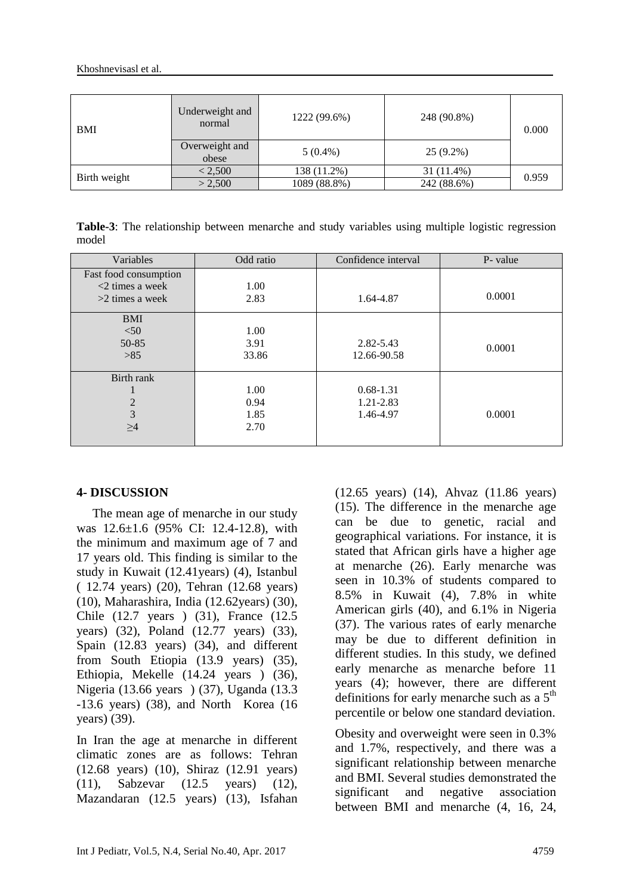| BMI | Underweight and normal | 1222 (99.6%) | 248 (90.8%) | 0.000 |
|---|---|---|---|---|
| | Overweight and obese | 5 (0.4%) | 25 (9.2%) | |
| Birth weight | < 2,500 | 138 (11.2%) | 31 (11.4%) | 0.959 |
| | > 2,500 | 1089 (88.8%) | 242 (88.6%) | |

**Table-3**: The relationship between menarche and study variables using multiple logistic regression model

| Variables | Odd ratio | Confidence interval | P- value |
|---|---|---|---|
| Fast food consumption | | | |
| <2 times a week | 1.00 | | |
| >2 times a week | 2.83 | 1.64-4.87 | 0.0001 |
| BMI | | | |
| <50 | 1.00 | | |
| 50-85 | 3.91 | 2.82-5.43 | 0.0001 |
| >85 | 33.86 | 12.66-90.58 | |
| Birth rank | | | |
| 1 | 1.00 | 0.68-1.31 | |
| 2 | 0.94 | 1.21-2.83 | |
| 3 | 1.85 | 1.46-4.97 | 0.0001 |
| ≥4 | 2.70 | | |

## 4- DISCUSSION

The mean age of menarche in our study was 12.6±1.6 (95% CI: 12.4-12.8), with the minimum and maximum age of 7 and 17 years old. This finding is similar to the study in Kuwait (12.41years) (4), Istanbul ( 12.74 years) (20), Tehran (12.68 years) (10), Maharashira, India (12.62years) (30), Chile (12.7 years ) (31), France (12.5 years) (32), Poland (12.77 years) (33), Spain (12.83 years) (34), and different from South Etiopia (13.9 years) (35), Ethiopia, Mekelle (14.24 years ) (36), Nigeria (13.66 years ) (37), Uganda (13.3 -13.6 years) (38), and North Korea (16 years) (39).

In Iran the age at menarche in different climatic zones are as follows: Tehran (12.68 years) (10), Shiraz (12.91 years) (11), Sabzevar (12.5 years) (12), Mazandaran (12.5 years) (13), Isfahan (12.65 years) (14), Ahvaz (11.86 years) (15). The difference in the menarche age can be due to genetic, racial and geographical variations. For instance, it is stated that African girls have a higher age at menarche (26). Early menarche was seen in 10.3% of students compared to 8.5% in Kuwait (4), 7.8% in white American girls (40), and 6.1% in Nigeria (37). The various rates of early menarche may be due to different definition in different studies. In this study, we defined early menarche as menarche before 11 years (4); however, there are different definitions for early menarche such as a 5$^{th}$ percentile or below one standard deviation.

Obesity and overweight were seen in 0.3% and 1.7%, respectively, and there was a significant relationship between menarche and BMI. Several studies demonstrated the significant and negative association between BMI and menarche (4, 16, 24,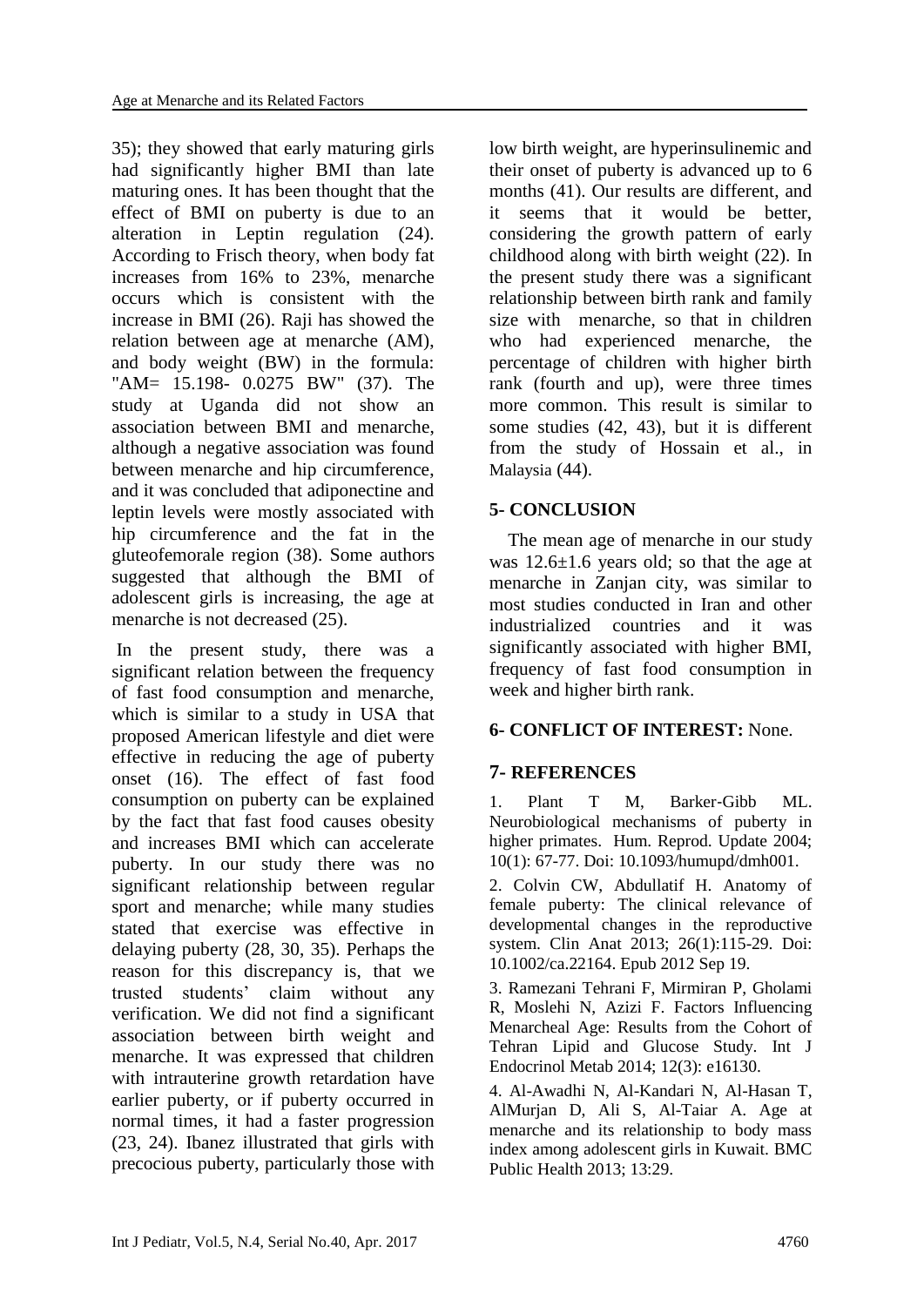35); they showed that early maturing girls had significantly higher BMI than late maturing ones. It has been thought that the effect of BMI on puberty is due to an alteration in Leptin regulation (24). According to Frisch theory, when body fat increases from 16% to 23%, menarche occurs which is consistent with the increase in BMI (26). Raji has showed the relation between age at menarche (AM), and body weight (BW) in the formula: "AM= 15.198- 0.0275 BW" (37). The study at Uganda did not show an association between BMI and menarche, although a negative association was found between menarche and hip circumference, and it was concluded that adiponectine and leptin levels were mostly associated with hip circumference and the fat in the gluteofemorale region (38). Some authors suggested that although the BMI of adolescent girls is increasing, the age at menarche is not decreased (25).

In the present study, there was a significant relation between the frequency of fast food consumption and menarche, which is similar to a study in USA that proposed American lifestyle and diet were effective in reducing the age of puberty onset (16). The effect of fast food consumption on puberty can be explained by the fact that fast food causes obesity and increases BMI which can accelerate puberty. In our study there was no significant relationship between regular sport and menarche; while many studies stated that exercise was effective in delaying puberty (28, 30, 35). Perhaps the reason for this discrepancy is, that we trusted students' claim without any verification. We did not find a significant association between birth weight and menarche. It was expressed that children with intrauterine growth retardation have earlier puberty, or if puberty occurred in normal times, it had a faster progression (23, 24). Ibanez illustrated that girls with precocious puberty, particularly those with low birth weight, are hyperinsulinemic and their onset of puberty is advanced up to 6 months (41). Our results are different, and it seems that it would be better, considering the growth pattern of early childhood along with birth weight (22). In the present study there was a significant relationship between birth rank and family size with menarche, so that in children who had experienced menarche, the percentage of children with higher birth rank (fourth and up), were three times more common. This result is similar to some studies (42, 43), but it is different from the study of Hossain et al., in Malaysia (44).

## 5- CONCLUSION

The mean age of menarche in our study was 12.6±1.6 years old; so that the age at menarche in Zanjan city, was similar to most studies conducted in Iran and other industrialized countries and it was significantly associated with higher BMI, frequency of fast food consumption in week and higher birth rank.

## 6- CONFLICT OF INTEREST: None.

## 7- REFERENCES

1. Plant T M, Barker-Gibb ML. Neurobiological mechanisms of puberty in higher primates. Hum. Reprod. Update 2004; 10(1): 67-77. Doi: 10.1093/humupd/dmh001.

2. Colvin CW, Abdullatif H. Anatomy of female puberty: The clinical relevance of developmental changes in the reproductive system. Clin Anat 2013; 26(1):115-29. Doi: 10.1002/ca.22164. Epub 2012 Sep 19.

3. Ramezani Tehrani F, Mirmiran P, Gholami R, Moslehi N, Azizi F. Factors Influencing Menarcheal Age: Results from the Cohort of Tehran Lipid and Glucose Study. Int J Endocrinol Metab 2014; 12(3): e16130.

4. Al-Awadhi N, Al-Kandari N, Al-Hasan T, AlMurjan D, Ali S, Al-Taiar A. Age at menarche and its relationship to body mass index among adolescent girls in Kuwait. BMC Public Health 2013; 13:29.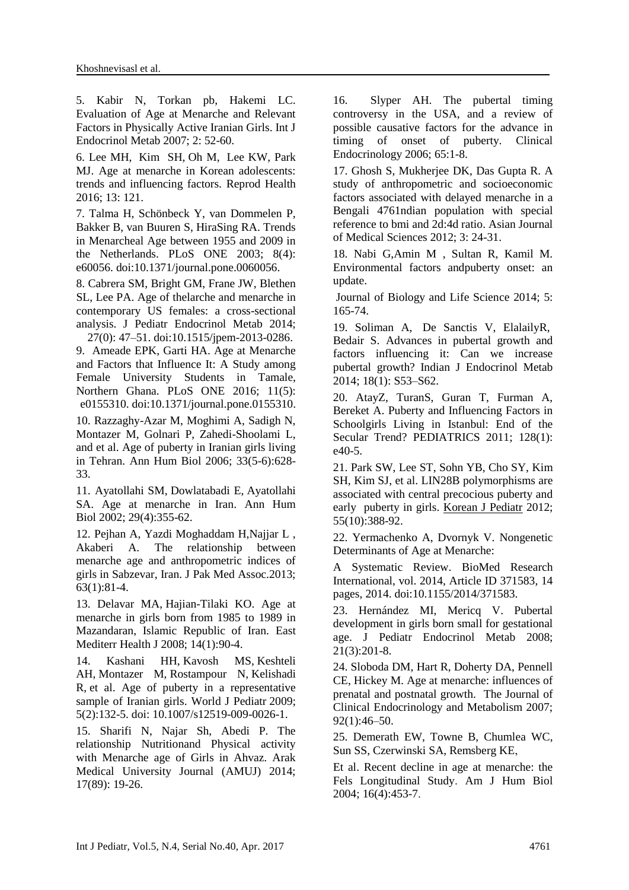5. Kabir N, Torkan pb, Hakemi LC. Evaluation of Age at Menarche and Relevant Factors in Physically Active Iranian Girls. Int J Endocrinol Metab 2007; 2: 52-60.

6. Lee MH, Kim SH, Oh M, Lee KW, Park MJ. Age at menarche in Korean adolescents: trends and influencing factors. Reprod Health 2016; 13: 121.

7. Talma H, Schönbeck Y, van Dommelen P, Bakker B, van Buuren S, HiraSing RA. Trends in Menarcheal Age between 1955 and 2009 in the Netherlands. PLoS ONE 2003; 8(4): e60056. doi:10.1371/journal.pone.0060056.

8. Cabrera SM, Bright GM, Frane JW, Blethen SL, Lee PA. Age of thelarche and menarche in contemporary US females: a cross-sectional analysis. J Pediatr Endocrinol Metab 2014; 27(0): 47–51. doi:10.1515/jpem-2013-0286.

9. Ameade EPK, Garti HA. Age at Menarche and Factors that Influence It: A Study among Female University Students in Tamale, Northern Ghana. PLoS ONE 2016; 11(5): e0155310. doi:10.1371/journal.pone.0155310.

10. Razzaghy-Azar M, Moghimi A, Sadigh N, Montazer M, Golnari P, Zahedi-Shoolami L, and et al. Age of puberty in Iranian girls living in Tehran. Ann Hum Biol 2006; 33(5-6):628-33.

11. Ayatollahi SM, Dowlatabadi E, Ayatollahi SA. Age at menarche in Iran. Ann Hum Biol 2002; 29(4):355-62.

12. Pejhan A, Yazdi Moghaddam H,Najjar L , Akaberi A. The relationship between menarche age and anthropometric indices of girls in Sabzevar, Iran. J Pak Med Assoc.2013; 63(1):81-4.

13. Delavar MA, Hajian-Tilaki KO. Age at menarche in girls born from 1985 to 1989 in Mazandaran, Islamic Republic of Iran. East Mediterr Health J 2008; 14(1):90-4.

14. Kashani HH, Kavosh MS, Keshteli AH, Montazer M, Rostampour N, Kelishadi R, et al. Age of puberty in a representative sample of Iranian girls. World J Pediatr 2009; 5(2):132-5. doi: 10.1007/s12519-009-0026-1.

15. Sharifi N, Najar Sh, Abedi P. The relationship Nutritionand Physical activity with Menarche age of Girls in Ahvaz. Arak Medical University Journal (AMUJ) 2014; 17(89): 19-26.

16. Slyper AH. The pubertal timing controversy in the USA, and a review of possible causative factors for the advance in timing of onset of puberty. Clinical Endocrinology 2006; 65:1-8.

17. Ghosh S, Mukherjee DK, Das Gupta R. A study of anthropometric and socioeconomic factors associated with delayed menarche in a Bengali 4761ndian population with special reference to bmi and 2d:4d ratio. Asian Journal of Medical Sciences 2012; 3: 24-31.

18. Nabi G,Amin M , Sultan R, Kamil M. Environmental factors andpuberty onset: an update.

Journal of Biology and Life Science 2014; 5: 165-74.

19. Soliman A, De Sanctis V, ElalailyR, Bedair S. Advances in pubertal growth and factors influencing it: Can we increase pubertal growth? Indian J Endocrinol Metab 2014; 18(1): S53–S62.

20. AtayZ, TuranS, Guran T, Furman A, Bereket A. Puberty and Influencing Factors in Schoolgirls Living in Istanbul: End of the Secular Trend? PEDIATRICS 2011; 128(1): e40-5.

21. Park SW, Lee ST, Sohn YB, Cho SY, Kim SH, Kim SJ, et al. LIN28B polymorphisms are associated with central precocious puberty and early puberty in girls. Korean J Pediatr 2012; 55(10):388-92.

22. Yermachenko A, Dvornyk V. Nongenetic Determinants of Age at Menarche:

A Systematic Review. BioMed Research International, vol. 2014, Article ID 371583, 14 pages, 2014. doi:10.1155/2014/371583.

23. Hernández MI, Mericq V. Pubertal development in girls born small for gestational age. J Pediatr Endocrinol Metab 2008; 21(3):201-8.

24. Sloboda DM, Hart R, Doherty DA, Pennell CE, Hickey M. Age at menarche: influences of prenatal and postnatal growth. The Journal of Clinical Endocrinology and Metabolism 2007; 92(1):46–50.

25. Demerath EW, Towne B, Chumlea WC, Sun SS, Czerwinski SA, Remsberg KE,

Et al. Recent decline in age at menarche: the Fels Longitudinal Study. Am J Hum Biol 2004; 16(4):453-7.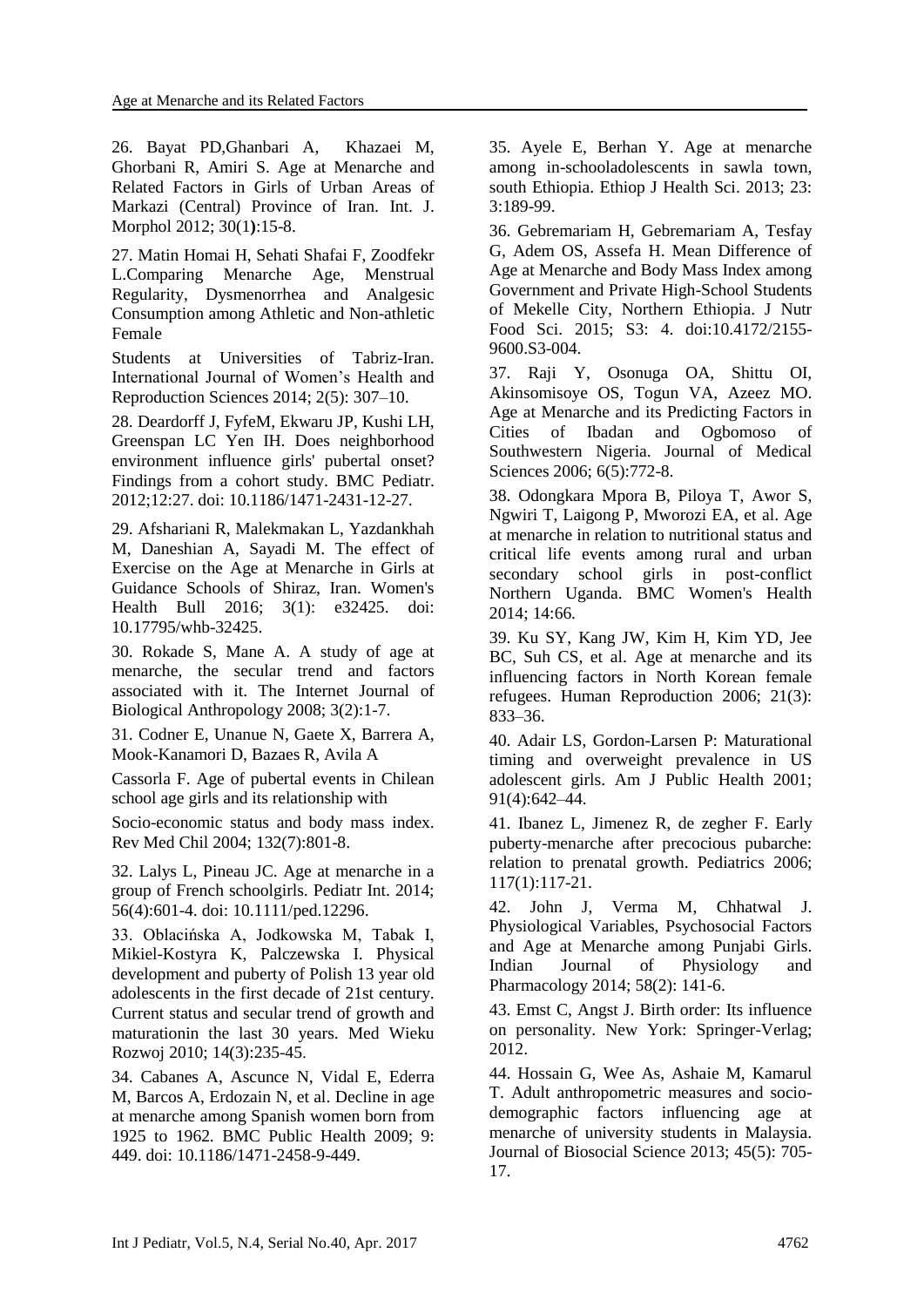26. Bayat PD,Ghanbari A, Khazaei M, Ghorbani R, Amiri S. Age at Menarche and Related Factors in Girls of Urban Areas of Markazi (Central) Province of Iran. Int. J. Morphol 2012; 30(1):15-8.

27. Matin Homai H, Sehati Shafai F, Zoodfekr L.Comparing Menarche Age, Menstrual Regularity, Dysmenorrhea and Analgesic Consumption among Athletic and Non-athletic Female Students at Universities of Tabriz-Iran. International Journal of Women's Health and Reproduction Sciences 2014; 2(5): 307–10.

28. Deardorff J, FyfeM, Ekwaru JP, Kushi LH, Greenspan LC Yen IH. Does neighborhood environment influence girls' pubertal onset? Findings from a cohort study. BMC Pediatr. 2012;12:27. doi: 10.1186/1471-2431-12-27.

29. Afshariani R, Malekmakan L, Yazdankhah M, Daneshian A, Sayadi M. The effect of Exercise on the Age at Menarche in Girls at Guidance Schools of Shiraz, Iran. Women's Health Bull 2016; 3(1): e32425. doi: 10.17795/whb-32425.

30. Rokade S, Mane A. A study of age at menarche, the secular trend and factors associated with it. The Internet Journal of Biological Anthropology 2008; 3(2):1-7.

31. Codner E, Unanue N, Gaete X, Barrera A, Mook-Kanamori D, Bazaes R, Avila A Cassorla F. Age of pubertal events in Chilean school age girls and its relationship with Socio-economic status and body mass index. Rev Med Chil 2004; 132(7):801-8.

32. Lalys L, Pineau JC. Age at menarche in a group of French schoolgirls. Pediatr Int. 2014; 56(4):601-4. doi: 10.1111/ped.12296.

33. Oblacińska A, Jodkowska M, Tabak I, Mikiel-Kostyra K, Palczewska I. Physical development and puberty of Polish 13 year old adolescents in the first decade of 21st century. Current status and secular trend of growth and maturationin the last 30 years. Med Wieku Rozwoj 2010; 14(3):235-45.

34. Cabanes A, Ascunce N, Vidal E, Ederra M, Barcos A, Erdozain N, et al. Decline in age at menarche among Spanish women born from 1925 to 1962. BMC Public Health 2009; 9: 449. doi: 10.1186/1471-2458-9-449.

35. Ayele E, Berhan Y. Age at menarche among in-schooladolescents in sawla town, south Ethiopia. Ethiop J Health Sci. 2013; 23: 3:189-99.

36. Gebremariam H, Gebremariam A, Tesfay G, Adem OS, Assefa H. Mean Difference of Age at Menarche and Body Mass Index among Government and Private High-School Students of Mekelle City, Northern Ethiopia. J Nutr Food Sci. 2015; S3: 4. doi:10.4172/2155-9600.S3-004.

37. Raji Y, Osonuga OA, Shittu OI, Akinsomisoye OS, Togun VA, Azeez MO. Age at Menarche and its Predicting Factors in Cities of Ibadan and Ogbomoso of Southwestern Nigeria. Journal of Medical Sciences 2006; 6(5):772-8.

38. Odongkara Mpora B, Piloya T, Awor S, Ngwiri T, Laigong P, Mworozi EA, et al. Age at menarche in relation to nutritional status and critical life events among rural and urban secondary school girls in post-conflict Northern Uganda. BMC Women's Health 2014; 14:66.

39. Ku SY, Kang JW, Kim H, Kim YD, Jee BC, Suh CS, et al. Age at menarche and its influencing factors in North Korean female refugees. Human Reproduction 2006; 21(3): 833–36.

40. Adair LS, Gordon-Larsen P: Maturational timing and overweight prevalence in US adolescent girls. Am J Public Health 2001; 91(4):642–44.

41. Ibanez L, Jimenez R, de zegher F. Early puberty-menarche after precocious pubarche: relation to prenatal growth. Pediatrics 2006; 117(1):117-21.

42. John J, Verma M, Chhatwal J. Physiological Variables, Psychosocial Factors and Age at Menarche among Punjabi Girls. Indian Journal of Physiology and Pharmacology 2014; 58(2): 141-6.

43. Emst C, Angst J. Birth order: Its influence on personality. New York: Springer-Verlag; 2012.

44. Hossain G, Wee As, Ashaie M, Kamarul T. Adult anthropometric measures and socio-demographic factors influencing age at menarche of university students in Malaysia. Journal of Biosocial Science 2013; 45(5): 705-17.